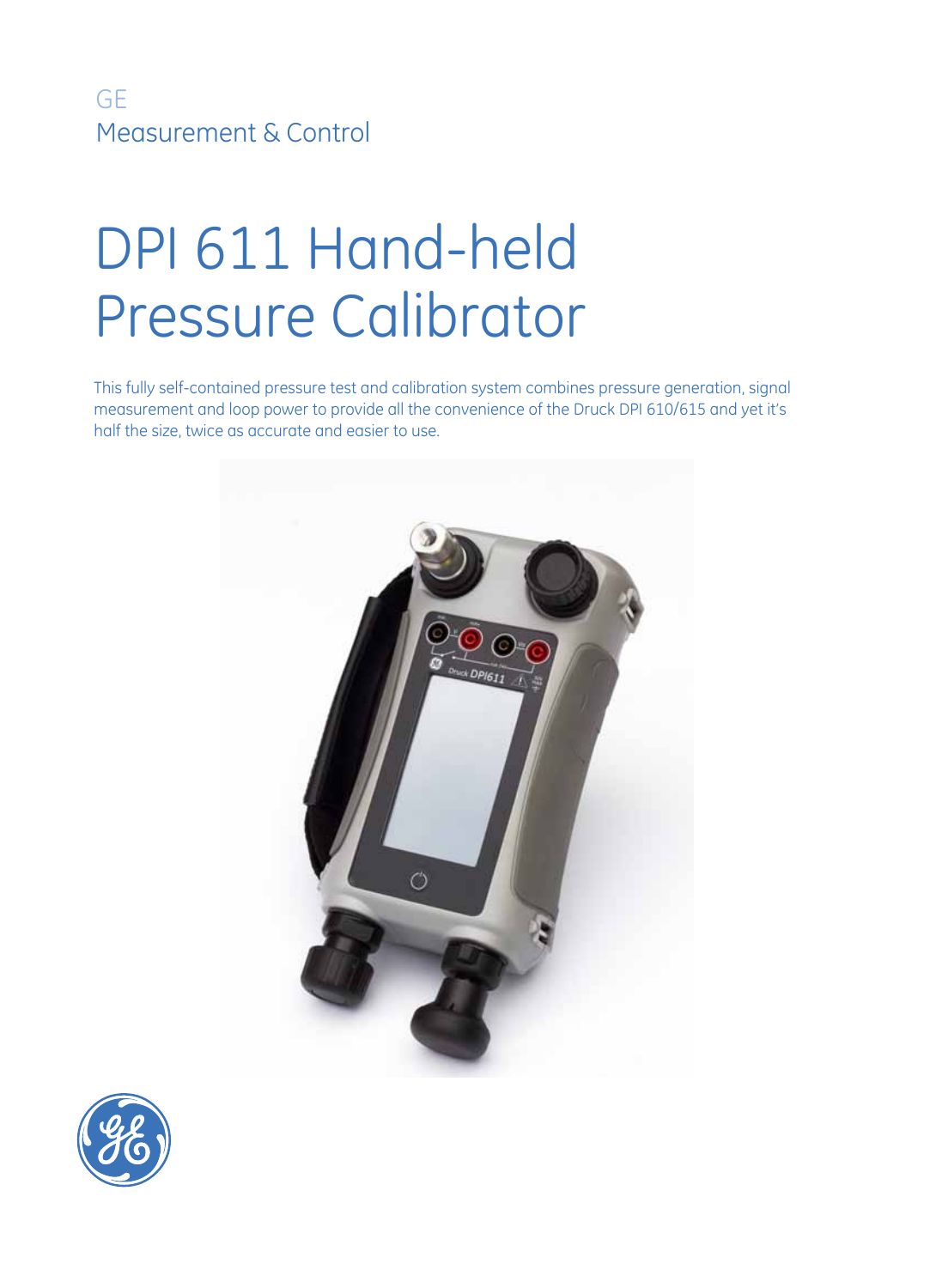GE
Measurement & Control

# DPI 611 Hand-held Pressure Calibrator

This fully self-contained pressure test and calibration system combines pressure generation, signal measurement and loop power to provide all the convenience of the Druck DPI 610/615 and yet it's half the size, twice as accurate and easier to use.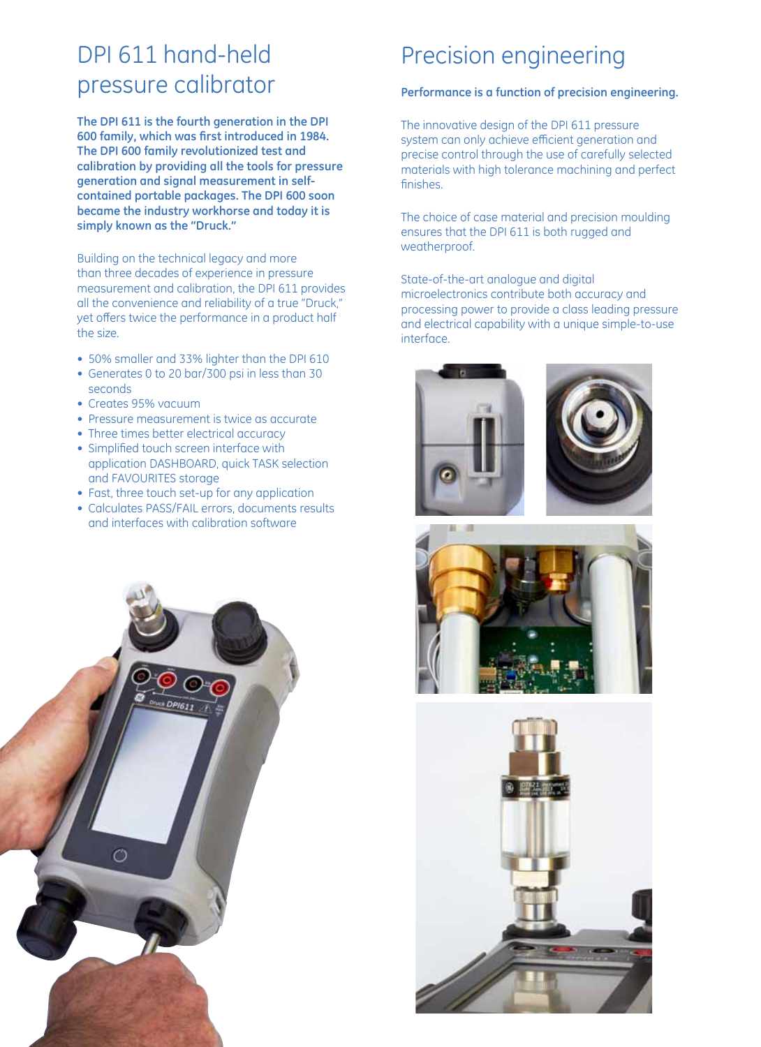# DPI 611 hand-held pressure calibrator

**The DPI 611 is the fourth generation in the DPI 600 family, which was first introduced in 1984. The DPI 600 family revolutionized test and calibration by providing all the tools for pressure generation and signal measurement in self-contained portable packages. The DPI 600 soon became the industry workhorse and today it is simply known as the "Druck."**

Building on the technical legacy and more than three decades of experience in pressure measurement and calibration, the DPI 611 provides all the convenience and reliability of a true "Druck," yet offers twice the performance in a product half the size.

- 50% smaller and 33% lighter than the DPI 610
- Generates 0 to 20 bar/300 psi in less than 30 seconds
- Creates 95% vacuum
- Pressure measurement is twice as accurate
- Three times better electrical accuracy
- Simplified touch screen interface with application DASHBOARD, quick TASK selection and FAVOURITES storage
- Fast, three touch set-up for any application
- Calculates PASS/FAIL errors, documents results and interfaces with calibration software

# Precision engineering

**Performance is a function of precision engineering.**

The innovative design of the DPI 611 pressure system can only achieve efficient generation and precise control through the use of carefully selected materials with high tolerance machining and perfect finishes.

The choice of case material and precision moulding ensures that the DPI 611 is both rugged and weatherproof.

State-of-the-art analogue and digital microelectronics contribute both accuracy and processing power to provide a class leading pressure and electrical capability with a unique simple-to-use interface.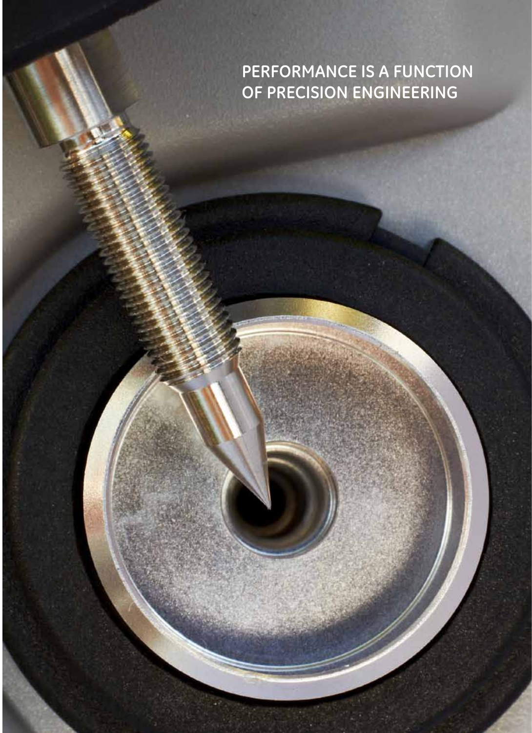PERFORMANCE IS A FUNCTION OF PRECISION ENGINEERING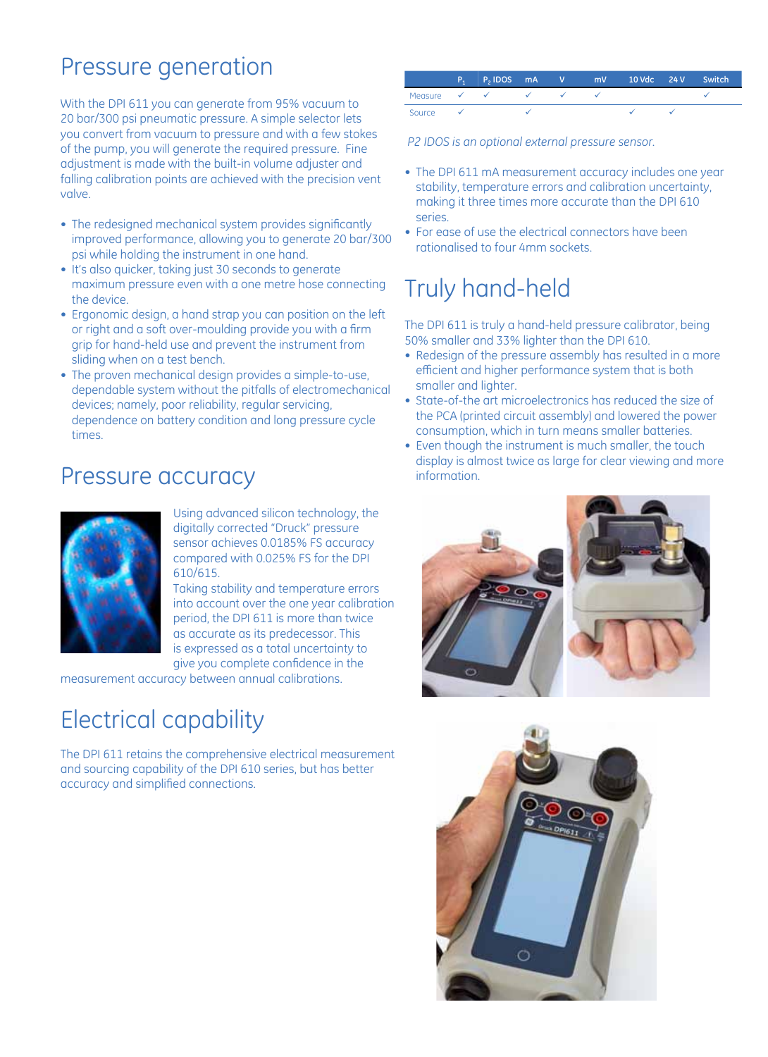## Pressure generation

With the DPI 611 you can generate from 95% vacuum to 20 bar/300 psi pneumatic pressure. A simple selector lets you convert from vacuum to pressure and with a few stokes of the pump, you will generate the required pressure. Fine adjustment is made with the built-in volume adjuster and falling calibration points are achieved with the precision vent valve.

- The redesigned mechanical system provides significantly improved performance, allowing you to generate 20 bar/300 psi while holding the instrument in one hand.
- It's also quicker, taking just 30 seconds to generate maximum pressure even with a one metre hose connecting the device.
- Ergonomic design, a hand strap you can position on the left or right and a soft over-moulding provide you with a firm grip for hand-held use and prevent the instrument from sliding when on a test bench.
- The proven mechanical design provides a simple-to-use, dependable system without the pitfalls of electromechanical devices; namely, poor reliability, regular servicing, dependence on battery condition and long pressure cycle times.

## Pressure accuracy

Using advanced silicon technology, the digitally corrected "Druck" pressure sensor achieves 0.0185% FS accuracy compared with 0.025% FS for the DPI 610/615.
Taking stability and temperature errors into account over the one year calibration period, the DPI 611 is more than twice as accurate as its predecessor. This is expressed as a total uncertainty to give you complete confidence in the measurement accuracy between annual calibrations.

## Electrical capability

The DPI 611 retains the comprehensive electrical measurement and sourcing capability of the DPI 610 series, but has better accuracy and simplified connections.

| | $P_1$ | $P_2$ IDOS | mA | V | mV | 10 Vdc | 24 V | Switch |
|---|---|---|---|---|---|---|---|---|
| Measure | ✓ | ✓ | ✓ | ✓ | ✓ | | | ✓ |
| Source | ✓ | | ✓ | | | ✓ | ✓ | |

*P2 IDOS is an optional external pressure sensor.*

- The DPI 611 mA measurement accuracy includes one year stability, temperature errors and calibration uncertainty, making it three times more accurate than the DPI 610 series.
- For ease of use the electrical connectors have been rationalised to four 4mm sockets.

## Truly hand-held

The DPI 611 is truly a hand-held pressure calibrator, being 50% smaller and 33% lighter than the DPI 610.

- Redesign of the pressure assembly has resulted in a more efficient and higher performance system that is both smaller and lighter.
- State-of-the art microelectronics has reduced the size of the PCA (printed circuit assembly) and lowered the power consumption, which in turn means smaller batteries.
- Even though the instrument is much smaller, the touch display is almost twice as large for clear viewing and more information.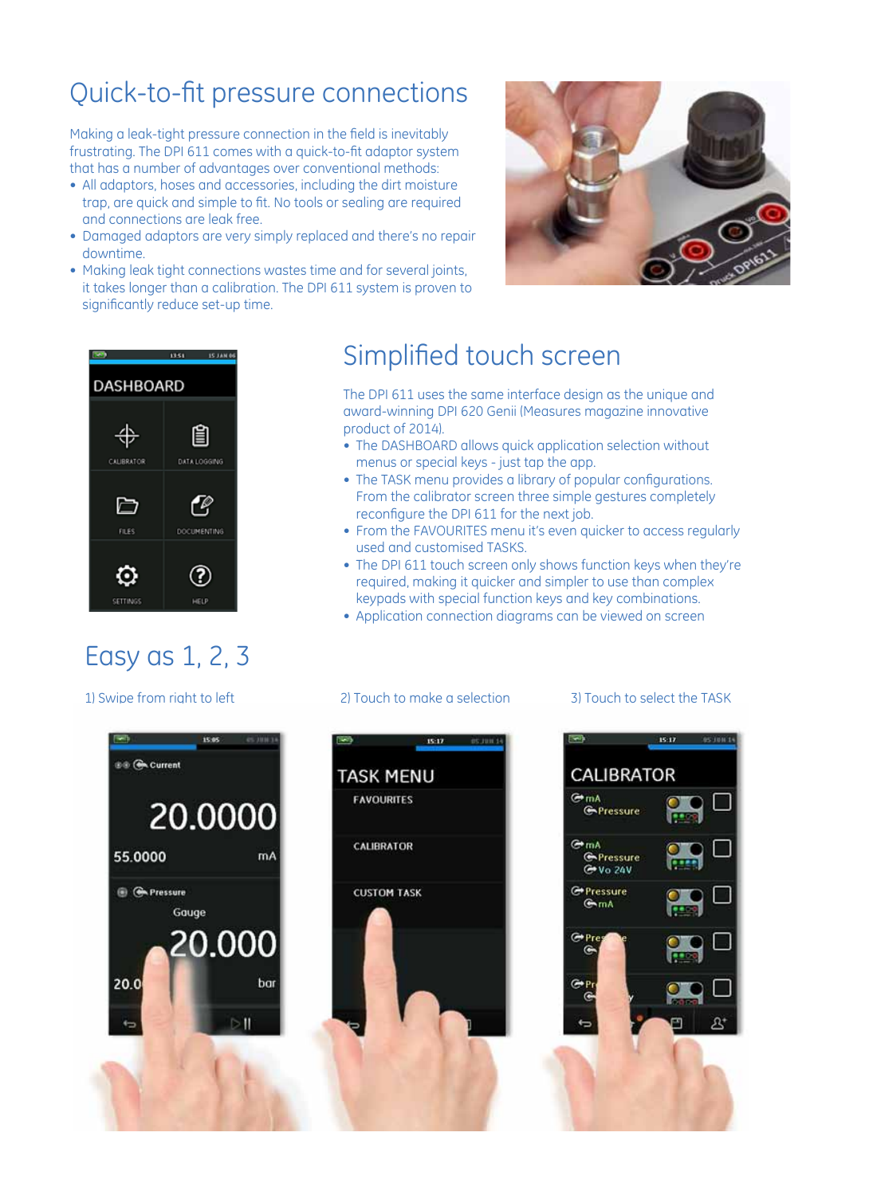## Quick-to-fit pressure connections

Making a leak-tight pressure connection in the field is inevitably frustrating. The DPI 611 comes with a quick-to-fit adaptor system that has a number of advantages over conventional methods:

- All adaptors, hoses and accessories, including the dirt moisture trap, are quick and simple to fit. No tools or sealing are required and connections are leak free.
- Damaged adaptors are very simply replaced and there's no repair downtime.
- Making leak tight connections wastes time and for several joints, it takes longer than a calibration. The DPI 611 system is proven to significantly reduce set-up time.

## Simplified touch screen

The DPI 611 uses the same interface design as the unique and award-winning DPI 620 Genii (Measures magazine innovative product of 2014).

- The DASHBOARD allows quick application selection without menus or special keys - just tap the app.
- The TASK menu provides a library of popular configurations. From the calibrator screen three simple gestures completely reconfigure the DPI 611 for the next job.
- From the FAVOURITES menu it's even quicker to access regularly used and customised TASKS.
- The DPI 611 touch screen only shows function keys when they're required, making it quicker and simpler to use than complex keypads with special function keys and key combinations.
- Application connection diagrams can be viewed on screen

## Easy as 1, 2, 3

1) Swipe from right to left

2) Touch to make a selection

3) Touch to select the TASK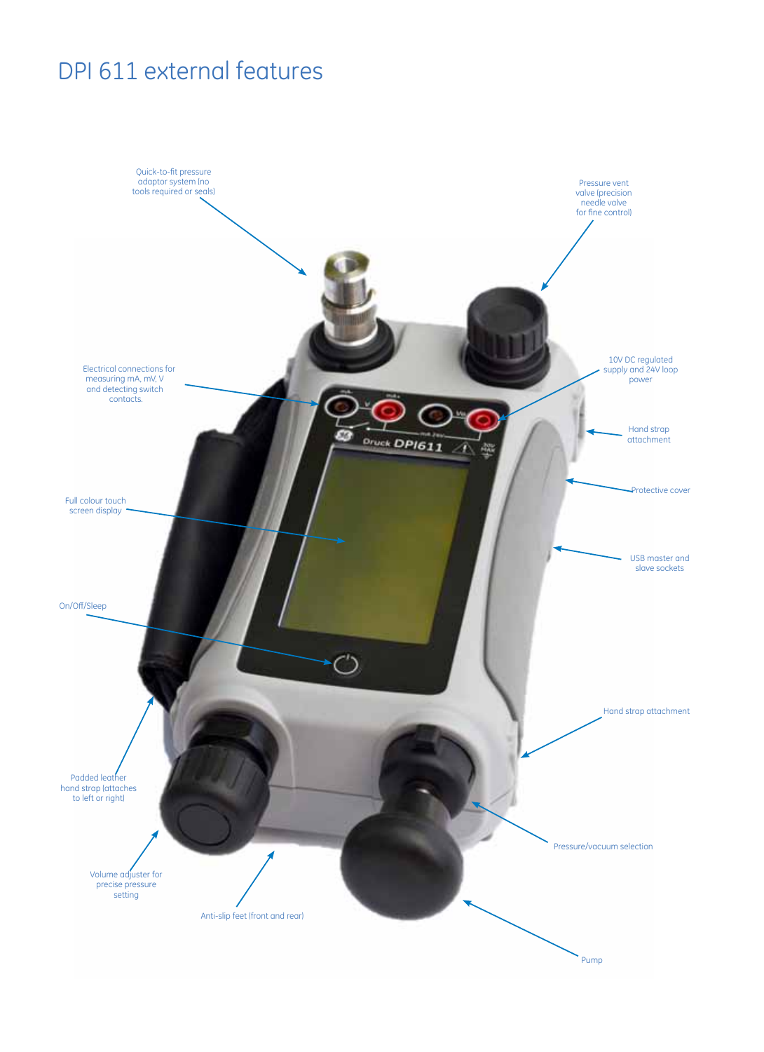# DPI 611 external features

Quick-to-fit pressure adaptor system (no tools required or seals)

Pressure vent valve (precision needle valve for fine control)

Electrical connections for measuring mA, mV, V and detecting switch contacts.

10V DC regulated supply and 24V loop power

Hand strap attachment

Protective cover

Full colour touch screen display

USB master and slave sockets

On/Off/Sleep

Hand strap attachment

Padded leather hand strap (attaches to left or right)

Pressure/vacuum selection

Volume adjuster for precise pressure setting

Anti-slip feet (front and rear)

Pump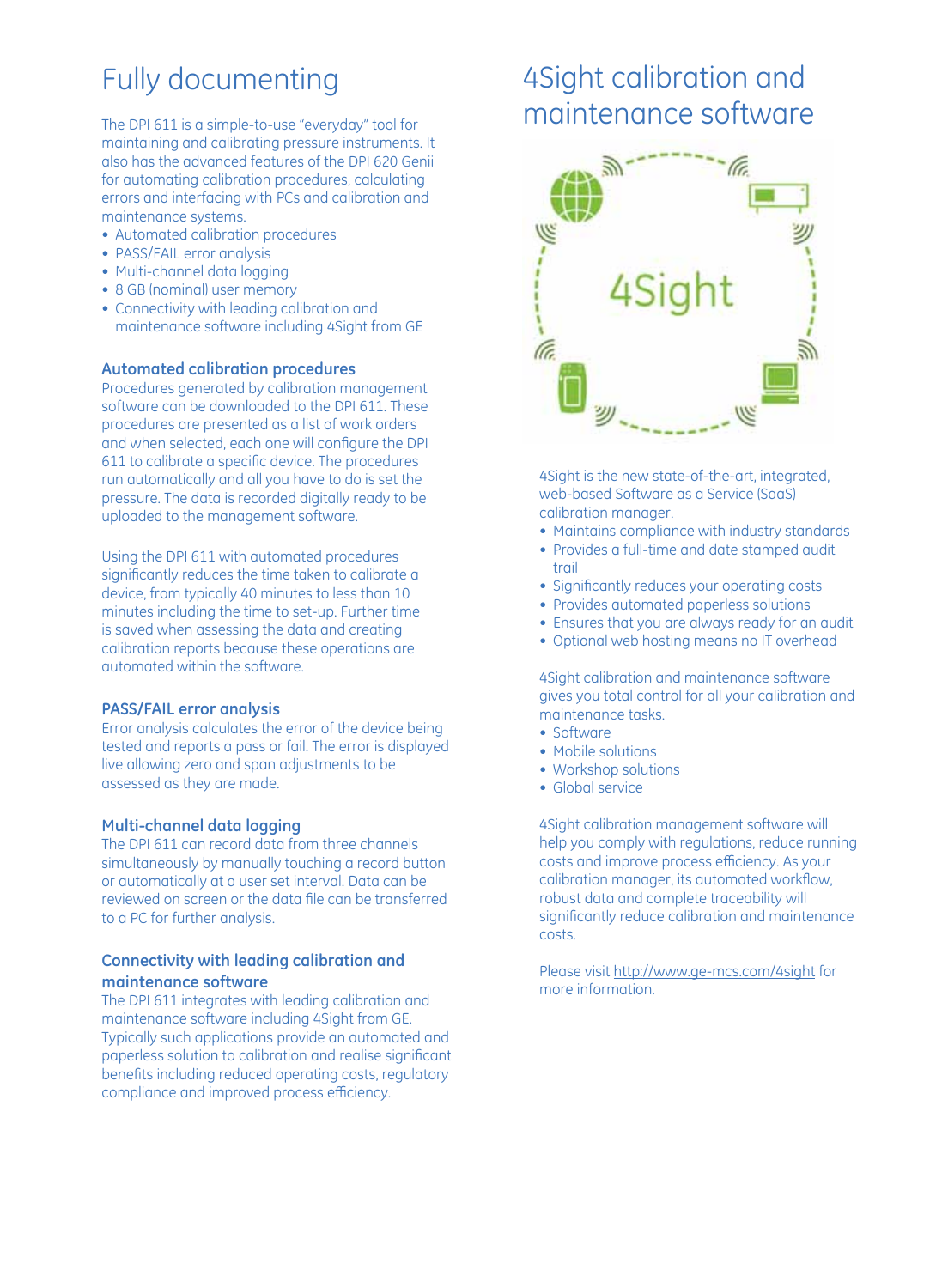# Fully documenting

The DPI 611 is a simple-to-use "everyday" tool for maintaining and calibrating pressure instruments. It also has the advanced features of the DPI 620 Genii for automating calibration procedures, calculating errors and interfacing with PCs and calibration and maintenance systems.

- Automated calibration procedures
- PASS/FAIL error analysis
- Multi-channel data logging
- 8 GB (nominal) user memory
- Connectivity with leading calibration and maintenance software including 4Sight from GE

### Automated calibration procedures

Procedures generated by calibration management software can be downloaded to the DPI 611. These procedures are presented as a list of work orders and when selected, each one will configure the DPI 611 to calibrate a specific device. The procedures run automatically and all you have to do is set the pressure. The data is recorded digitally ready to be uploaded to the management software.

Using the DPI 611 with automated procedures significantly reduces the time taken to calibrate a device, from typically 40 minutes to less than 10 minutes including the time to set-up. Further time is saved when assessing the data and creating calibration reports because these operations are automated within the software.

### PASS/FAIL error analysis

Error analysis calculates the error of the device being tested and reports a pass or fail. The error is displayed live allowing zero and span adjustments to be assessed as they are made.

### Multi-channel data logging

The DPI 611 can record data from three channels simultaneously by manually touching a record button or automatically at a user set interval. Data can be reviewed on screen or the data file can be transferred to a PC for further analysis.

### Connectivity with leading calibration and maintenance software

The DPI 611 integrates with leading calibration and maintenance software including 4Sight from GE. Typically such applications provide an automated and paperless solution to calibration and realise significant benefits including reduced operating costs, regulatory compliance and improved process efficiency.

# 4Sight calibration and maintenance software

4Sight

4Sight is the new state-of-the-art, integrated, web-based Software as a Service (SaaS) calibration manager.

- Maintains compliance with industry standards
- Provides a full-time and date stamped audit trail
- Significantly reduces your operating costs
- Provides automated paperless solutions
- Ensures that you are always ready for an audit
- Optional web hosting means no IT overhead

4Sight calibration and maintenance software gives you total control for all your calibration and maintenance tasks.

- Software
- Mobile solutions
- Workshop solutions
- Global service

4Sight calibration management software will help you comply with regulations, reduce running costs and improve process efficiency. As your calibration manager, its automated workflow, robust data and complete traceability will significantly reduce calibration and maintenance costs.

Please visit http://www.ge-mcs.com/4sight for more information.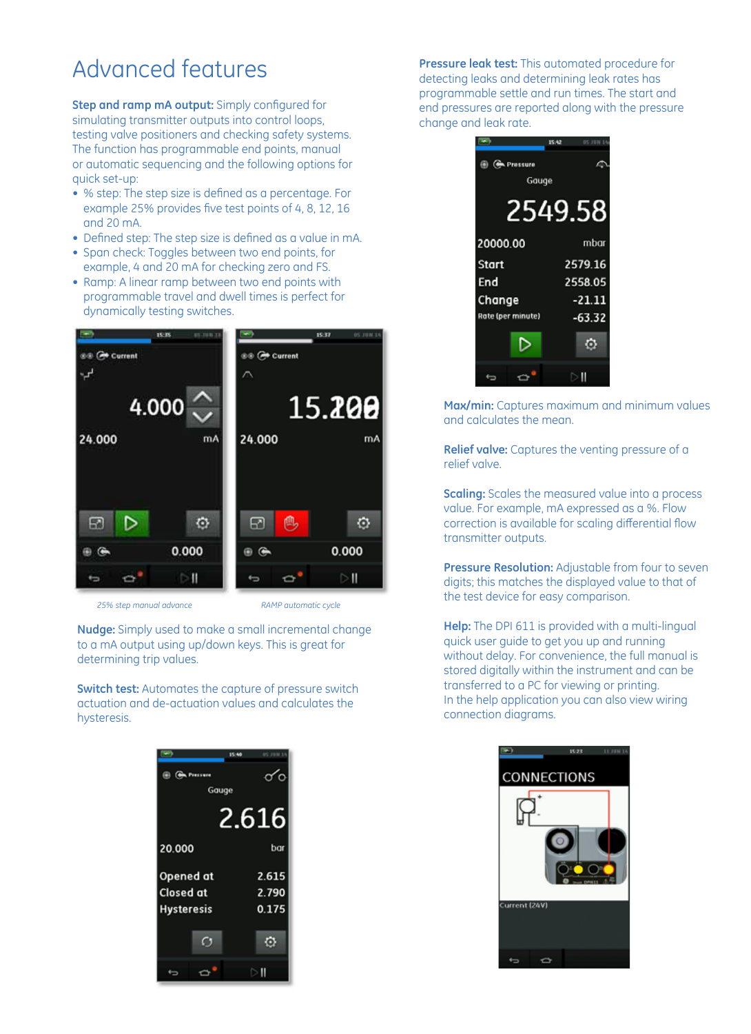# Advanced features

**Step and ramp mA output:** Simply configured for simulating transmitter outputs into control loops, testing valve positioners and checking safety systems. The function has programmable end points, manual or automatic sequencing and the following options for quick set-up:

- % step: The step size is defined as a percentage. For example 25% provides five test points of 4, 8, 12, 16 and 20 mA.
- Defined step: The step size is defined as a value in mA.
- Span check: Toggles between two end points, for example, 4 and 20 mA for checking zero and FS.
- Ramp: A linear ramp between two end points with programmable travel and dwell times is perfect for dynamically testing switches.

*25% step manual advance*

*RAMP automatic cycle*

**Nudge:** Simply used to make a small incremental change to a mA output using up/down keys. This is great for determining trip values.

**Switch test:** Automates the capture of pressure switch actuation and de-actuation values and calculates the hysteresis.

**Pressure leak test:** This automated procedure for detecting leaks and determining leak rates has programmable settle and run times. The start and end pressures are reported along with the pressure change and leak rate.

**Max/min:** Captures maximum and minimum values and calculates the mean.

**Relief valve:** Captures the venting pressure of a relief valve.

**Scaling:** Scales the measured value into a process value. For example, mA expressed as a %. Flow correction is available for scaling differential flow transmitter outputs.

**Pressure Resolution:** Adjustable from four to seven digits; this matches the displayed value to that of the test device for easy comparison.

**Help:** The DPI 611 is provided with a multi-lingual quick user guide to get you up and running without delay. For convenience, the full manual is stored digitally within the instrument and can be transferred to a PC for viewing or printing.
In the help application you can also view wiring connection diagrams.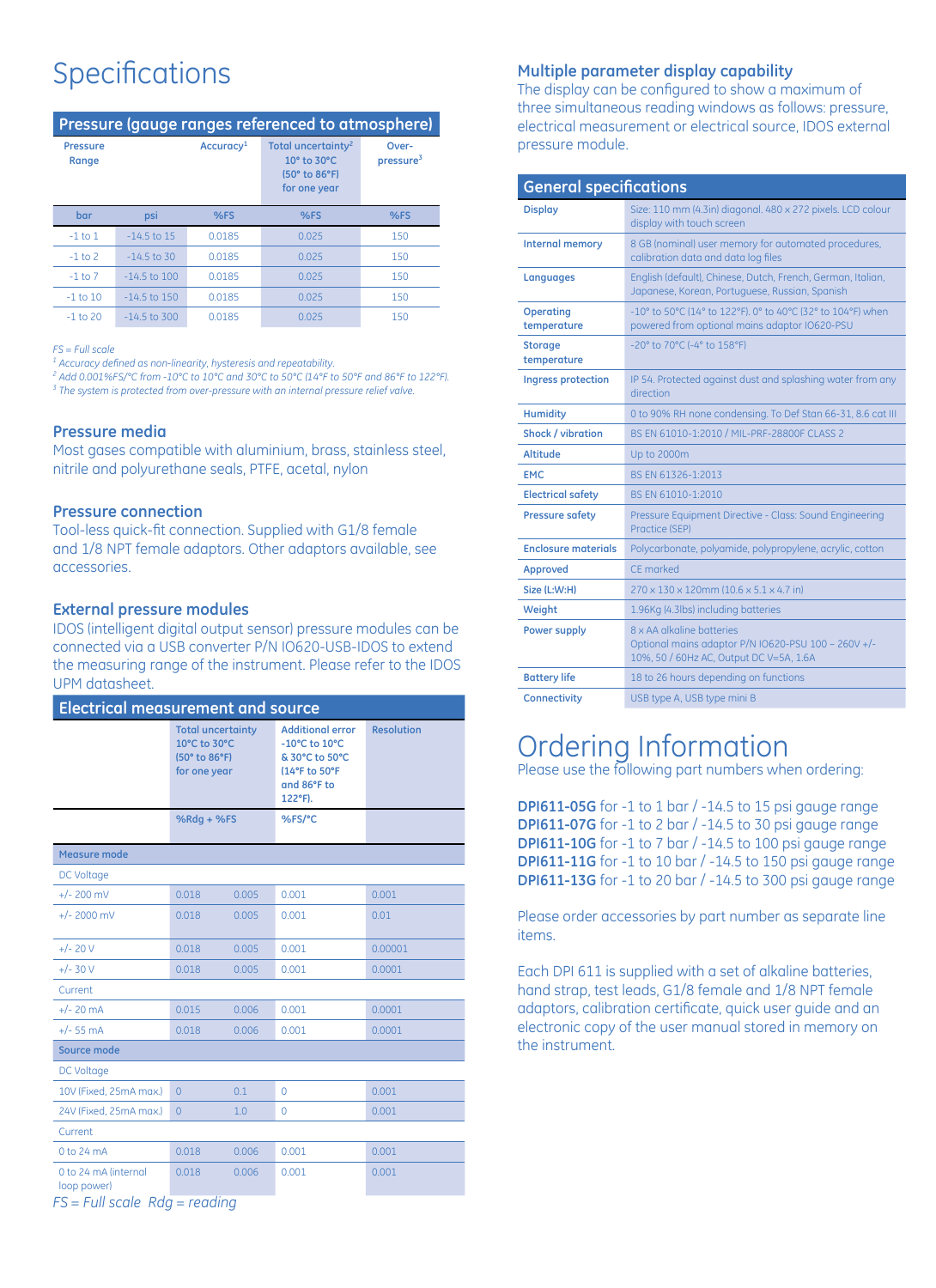# Specifications

## Pressure (gauge ranges referenced to atmosphere)

| Pressure Range | | Accuracy[1] | Total uncertainty[2] 10° to 30°C (50° to 86°F) for one year | Over-pressure[3] |
|---|---|---|---|---|
| bar | psi | %FS | %FS | %FS |
| -1 to 1 | -14.5 to 15 | 0.0185 | 0.025 | 150 |
| -1 to 2 | -14.5 to 30 | 0.0185 | 0.025 | 150 |
| -1 to 7 | -14.5 to 100 | 0.0185 | 0.025 | 150 |
| -1 to 10 | -14.5 to 150 | 0.0185 | 0.025 | 150 |
| -1 to 20 | -14.5 to 300 | 0.0185 | 0.025 | 150 |

*FS = Full scale*
[1] *Accuracy defined as non-linearity, hysteresis and repeatability.*
[2] *Add 0.001%FS/°C from -10°C to 10°C and 30°C to 50°C (14°F to 50°F and 86°F to 122°F).*
[3] *The system is protected from over-pressure with an internal pressure relief valve.*

### Pressure media
Most gases compatible with aluminium, brass, stainless steel, nitrile and polyurethane seals, PTFE, acetal, nylon

### Pressure connection
Tool-less quick-fit connection. Supplied with G1/8 female and 1/8 NPT female adaptors. Other adaptors available, see accessories.

### External pressure modules
IDOS (intelligent digital output sensor) pressure modules can be connected via a USB converter P/N IO620-USB-IDOS to extend the measuring range of the instrument. Please refer to the IDOS UPM datasheet.

## Electrical measurement and source

| | Total uncertainty 10°C to 30°C (50° to 86°F) for one year | | Additional error -10°C to 10°C & 30°C to 50°C (14°F to 50°F and 86°F to 122°F). | Resolution |
|---|---|---|---|---|
| | %Rdg + %FS | | %FS/°C | |
| **Measure mode** | | | | |
| DC Voltage | | | | |
| +/- 200 mV | 0.018 | 0.005 | 0.001 | 0.001 |
| +/- 2000 mV | 0.018 | 0.005 | 0.001 | 0.01 |
| +/- 20 V | 0.018 | 0.005 | 0.001 | 0.00001 |
| +/- 30 V | 0.018 | 0.005 | 0.001 | 0.0001 |
| Current | | | | |
| +/- 20 mA | 0.015 | 0.006 | 0.001 | 0.0001 |
| +/- 55 mA | 0.018 | 0.006 | 0.001 | 0.0001 |
| **Source mode** | | | | |
| DC Voltage | | | | |
| 10V (Fixed, 25mA max.) | 0 | 0.1 | 0 | 0.001 |
| 24V (Fixed, 25mA max.) | 0 | 1.0 | 0 | 0.001 |
| Current | | | | |
| 0 to 24 mA | 0.018 | 0.006 | 0.001 | 0.001 |
| 0 to 24 mA (internal loop power) | 0.018 | 0.006 | 0.001 | 0.001 |

*FS = Full scale Rdg = reading*

### Multiple parameter display capability
The display can be configured to show a maximum of three simultaneous reading windows as follows: pressure, electrical measurement or electrical source, IDOS external pressure module.

## General specifications

| | |
|---|---|
| **Display** | Size: 110 mm (4.3in) diagonal. 480 x 272 pixels. LCD colour display with touch screen |
| **Internal memory** | 8 GB (nominal) user memory for automated procedures, calibration data and data log files |
| **Languages** | English (default), Chinese, Dutch, French, German, Italian, Japanese, Korean, Portuguese, Russian, Spanish |
| **Operating temperature** | -10° to 50°C (14° to 122°F). 0° to 40°C (32° to 104°F) when powered from optional mains adaptor IO620-PSU |
| **Storage temperature** | -20° to 70°C (-4° to 158°F) |
| **Ingress protection** | IP 54. Protected against dust and splashing water from any direction |
| **Humidity** | 0 to 90% RH none condensing. To Def Stan 66-31, 8.6 cat III |
| **Shock / vibration** | BS EN 61010-1:2010 / MIL-PRF-28800F CLASS 2 |
| **Altitude** | Up to 2000m |
| **EMC** | BS EN 61326-1:2013 |
| **Electrical safety** | BS EN 61010-1:2010 |
| **Pressure safety** | Pressure Equipment Directive - Class: Sound Engineering Practice (SEP) |
| **Enclosure materials** | Polycarbonate, polyamide, polypropylene, acrylic, cotton |
| **Approved** | CE marked |
| **Size (L:W:H)** | 270 x 130 x 120mm (10.6 x 5.1 x 4.7 in) |
| **Weight** | 1.96Kg (4.3lbs) including batteries |
| **Power supply** | 8 x AA alkaline batteries<br>Optional mains adaptor P/N IO620-PSU 100 – 260V +/- 10%, 50 / 60Hz AC, Output DC V=5A, 1.6A |
| **Battery life** | 18 to 26 hours depending on functions |
| **Connectivity** | USB type A, USB type mini B |

# Ordering Information

Please use the following part numbers when ordering:

**DPI611-05G** for -1 to 1 bar / -14.5 to 15 psi gauge range
**DPI611-07G** for -1 to 2 bar / -14.5 to 30 psi gauge range
**DPI611-10G** for -1 to 7 bar / -14.5 to 100 psi gauge range
**DPI611-11G** for -1 to 10 bar / -14.5 to 150 psi gauge range
**DPI611-13G** for -1 to 20 bar / -14.5 to 300 psi gauge range

Please order accessories by part number as separate line items.

Each DPI 611 is supplied with a set of alkaline batteries, hand strap, test leads, G1/8 female and 1/8 NPT female adaptors, calibration certificate, quick user guide and an electronic copy of the user manual stored in memory on the instrument.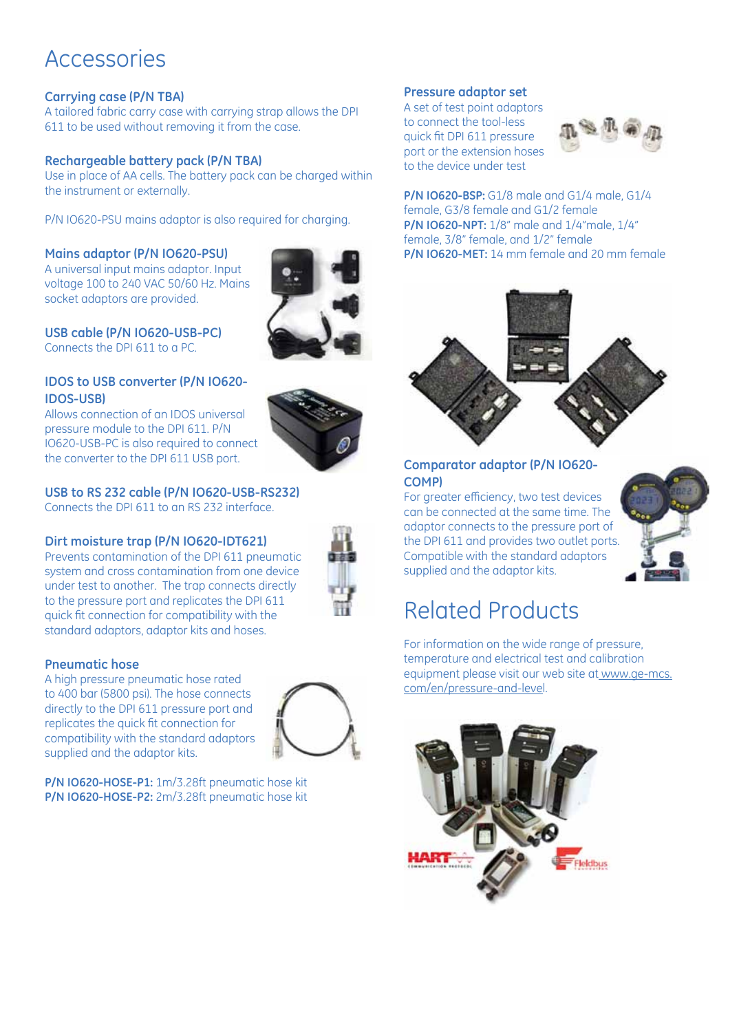# Accessories

### Carrying case (P/N TBA)

A tailored fabric carry case with carrying strap allows the DPI 611 to be used without removing it from the case.

### Rechargeable battery pack (P/N TBA)

Use in place of AA cells. The battery pack can be charged within the instrument or externally.

P/N IO620-PSU mains adaptor is also required for charging.

### Mains adaptor (P/N IO620-PSU)

A universal input mains adaptor. Input voltage 100 to 240 VAC 50/60 Hz. Mains socket adaptors are provided.

### USB cable (P/N IO620-USB-PC)

Connects the DPI 611 to a PC.

### IDOS to USB converter (P/N IO620-IDOS-USB)

Allows connection of an IDOS universal pressure module to the DPI 611. P/N IO620-USB-PC is also required to connect the converter to the DPI 611 USB port.

### USB to RS 232 cable (P/N IO620-USB-RS232)

Connects the DPI 611 to an RS 232 interface.

### Dirt moisture trap (P/N IO620-IDT621)

Prevents contamination of the DPI 611 pneumatic system and cross contamination from one device under test to another. The trap connects directly to the pressure port and replicates the DPI 611 quick fit connection for compatibility with the standard adaptors, adaptor kits and hoses.

### Pneumatic hose

A high pressure pneumatic hose rated to 400 bar (5800 psi). The hose connects directly to the DPI 611 pressure port and replicates the quick fit connection for compatibility with the standard adaptors supplied and the adaptor kits.

**P/N IO620-HOSE-P1:** 1m/3.28ft pneumatic hose kit
**P/N IO620-HOSE-P2:** 2m/3.28ft pneumatic hose kit

### Pressure adaptor set

A set of test point adaptors to connect the tool-less quick fit DPI 611 pressure port or the extension hoses to the device under test

**P/N IO620-BSP:** G1/8 male and G1/4 male, G1/4 female, G3/8 female and G1/2 female
**P/N IO620-NPT:** 1/8" male and 1/4"male, 1/4" female, 3/8" female, and 1/2" female
**P/N IO620-MET:** 14 mm female and 20 mm female

### Comparator adaptor (P/N IO620-COMP)

For greater efficiency, two test devices can be connected at the same time. The adaptor connects to the pressure port of the DPI 611 and provides two outlet ports. Compatible with the standard adaptors supplied and the adaptor kits.

# Related Products

For information on the wide range of pressure, temperature and electrical test and calibration equipment please visit our web site at www.ge-mcs.com/en/pressure-and-level.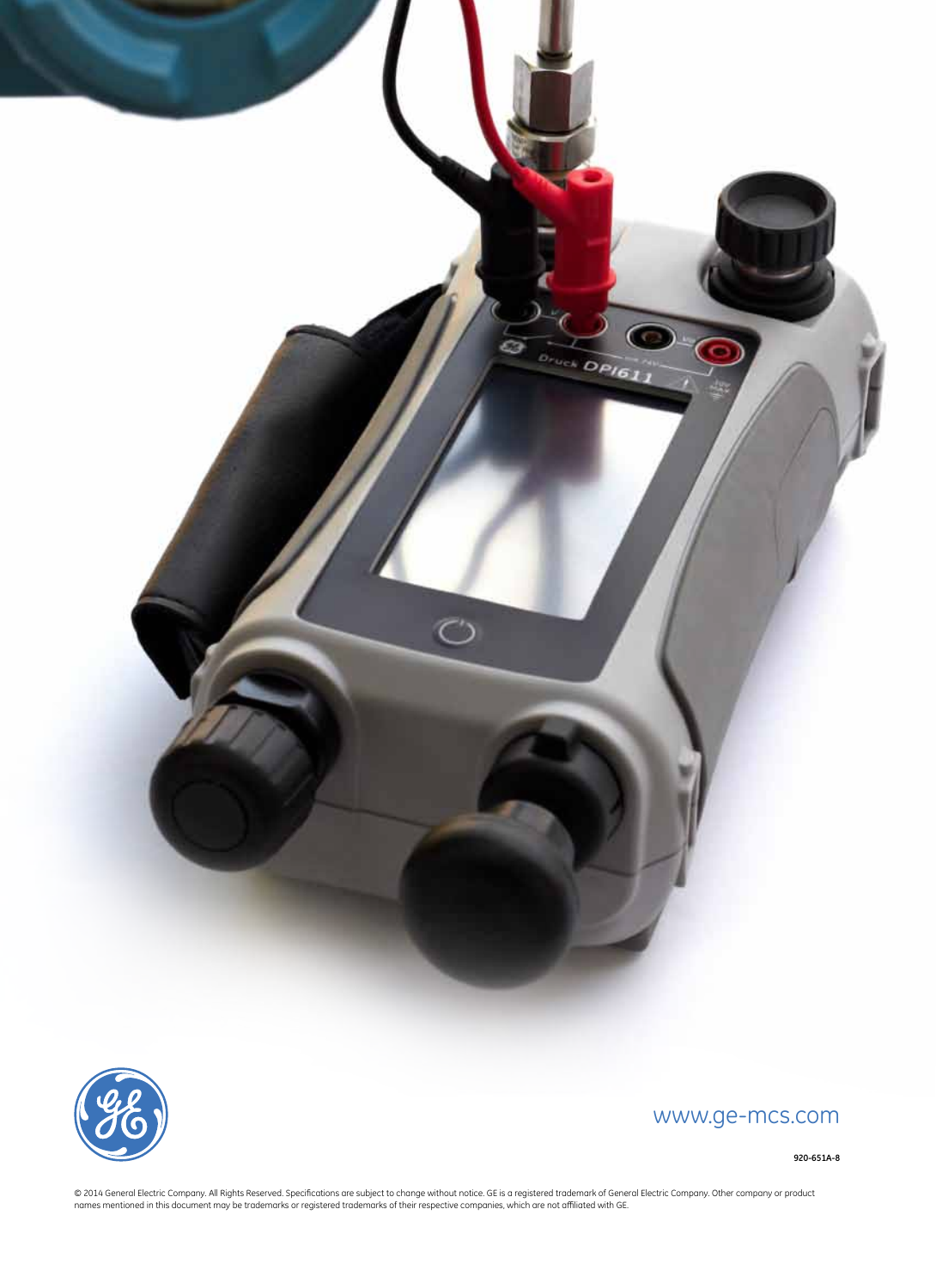www.ge-mcs.com

920-651A-8

© 2014 General Electric Company. All Rights Reserved. Specifications are subject to change without notice. GE is a registered trademark of General Electric Company. Other company or product names mentioned in this document may be trademarks or registered trademarks of their respective companies, which are not affiliated with GE.